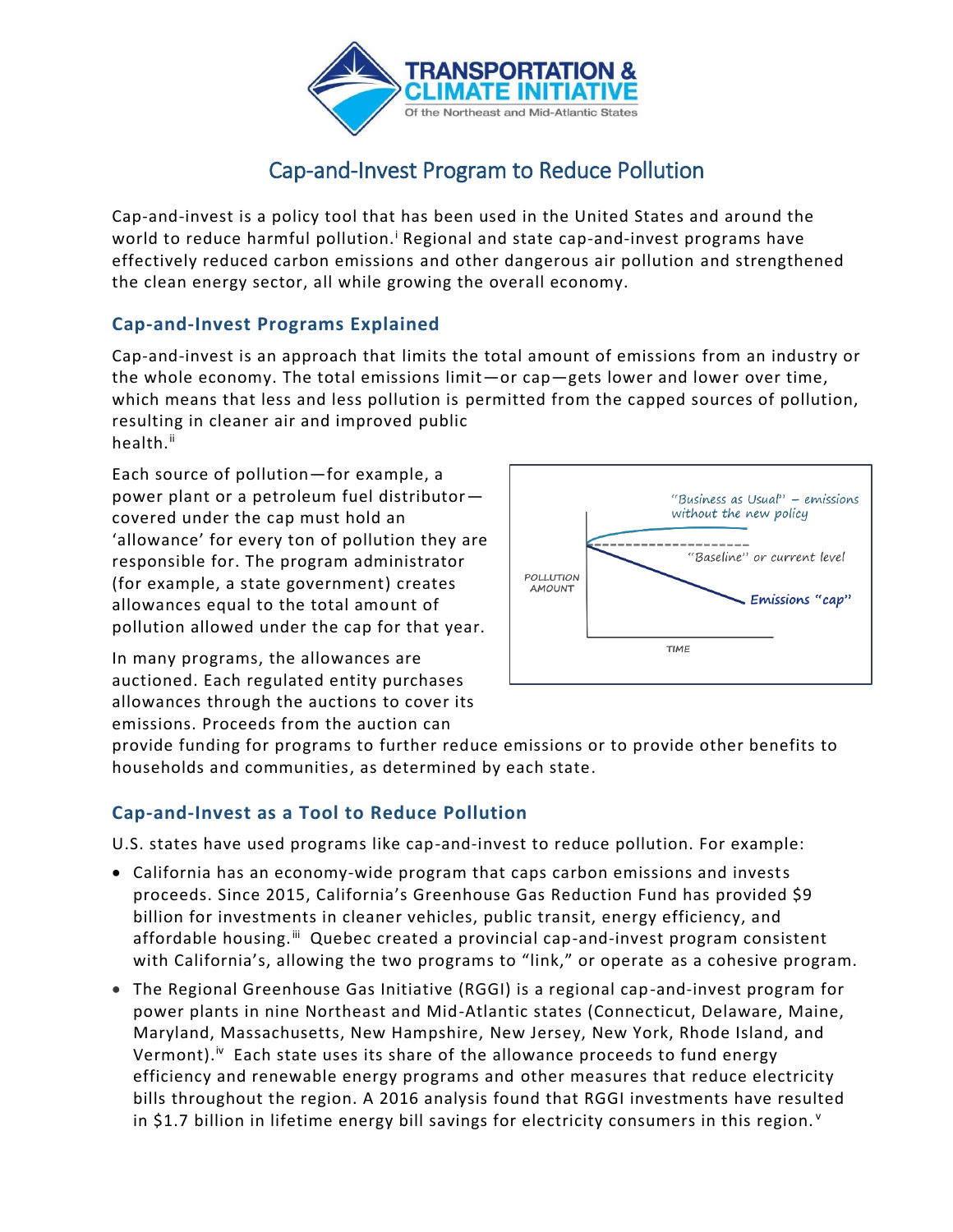# Cap-and-Invest Program to Reduce Pollution

Cap-and-invest is a policy tool that has been used in the United States and around the world to reduce harmful pollution.[i] Regional and state cap-and-invest programs have effectively reduced carbon emissions and other dangerous air pollution and strengthened the clean energy sector, all while growing the overall economy.

## Cap-and-Invest Programs Explained

Cap-and-invest is an approach that limits the total amount of emissions from an industry or the whole economy. The total emissions limit—or cap—gets lower and lower over time, which means that less and less pollution is permitted from the capped sources of pollution, resulting in cleaner air and improved public health.[ii]

Each source of pollution—for example, a power plant or a petroleum fuel distributor—covered under the cap must hold an 'allowance' for every ton of pollution they are responsible for. The program administrator (for example, a state government) creates allowances equal to the total amount of pollution allowed under the cap for that year.

In many programs, the allowances are auctioned. Each regulated entity purchases allowances through the auctions to cover its emissions. Proceeds from the auction can provide funding for programs to further reduce emissions or to provide other benefits to households and communities, as determined by each state.

## Cap-and-Invest as a Tool to Reduce Pollution

U.S. states have used programs like cap-and-invest to reduce pollution. For example:

- California has an economy-wide program that caps carbon emissions and invests proceeds. Since 2015, California's Greenhouse Gas Reduction Fund has provided $9 billion for investments in cleaner vehicles, public transit, energy efficiency, and affordable housing.[iii] Quebec created a provincial cap-and-invest program consistent with California's, allowing the two programs to "link," or operate as a cohesive program.
- The Regional Greenhouse Gas Initiative (RGGI) is a regional cap-and-invest program for power plants in nine Northeast and Mid-Atlantic states (Connecticut, Delaware, Maine, Maryland, Massachusetts, New Hampshire, New Jersey, New York, Rhode Island, and Vermont).[iv] Each state uses its share of the allowance proceeds to fund energy efficiency and renewable energy programs and other measures that reduce electricity bills throughout the region. A 2016 analysis found that RGGI investments have resulted in $1.7 billion in lifetime energy bill savings for electricity consumers in this region.[v]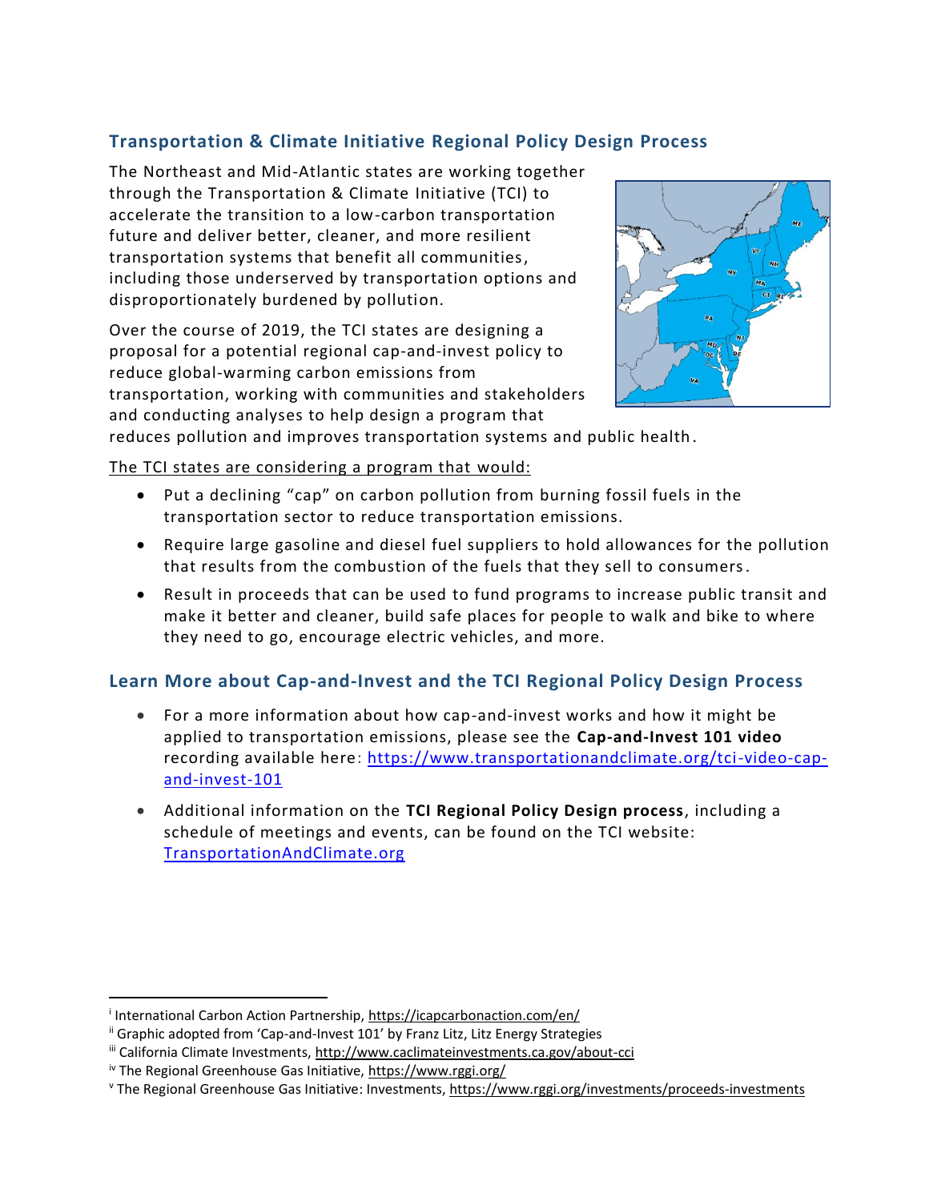## Transportation & Climate Initiative Regional Policy Design Process

The Northeast and Mid-Atlantic states are working together through the Transportation & Climate Initiative (TCI) to accelerate the transition to a low-carbon transportation future and deliver better, cleaner, and more resilient transportation systems that benefit all communities, including those underserved by transportation options and disproportionately burdened by pollution.

Over the course of 2019, the TCI states are designing a proposal for a potential regional cap-and-invest policy to reduce global-warming carbon emissions from transportation, working with communities and stakeholders and conducting analyses to help design a program that reduces pollution and improves transportation systems and public health.

The TCI states are considering a program that would:

- Put a declining "cap" on carbon pollution from burning fossil fuels in the transportation sector to reduce transportation emissions.
- Require large gasoline and diesel fuel suppliers to hold allowances for the pollution that results from the combustion of the fuels that they sell to consumers.
- Result in proceeds that can be used to fund programs to increase public transit and make it better and cleaner, build safe places for people to walk and bike to where they need to go, encourage electric vehicles, and more.

## Learn More about Cap-and-Invest and the TCI Regional Policy Design Process

- For a more information about how cap-and-invest works and how it might be applied to transportation emissions, please see the **Cap-and-Invest 101 video** recording available here: https://www.transportationandclimate.org/tci-video-cap-and-invest-101
- Additional information on the **TCI Regional Policy Design process**, including a schedule of meetings and events, can be found on the TCI website: TransportationAndClimate.org

---

[i] International Carbon Action Partnership, https://icapcarbonaction.com/en/

[ii] Graphic adopted from 'Cap-and-Invest 101' by Franz Litz, Litz Energy Strategies

[iii] California Climate Investments, http://www.caclimateinvestments.ca.gov/about-cci

[iv] The Regional Greenhouse Gas Initiative, https://www.rggi.org/

[v] The Regional Greenhouse Gas Initiative: Investments, https://www.rggi.org/investments/proceeds-investments